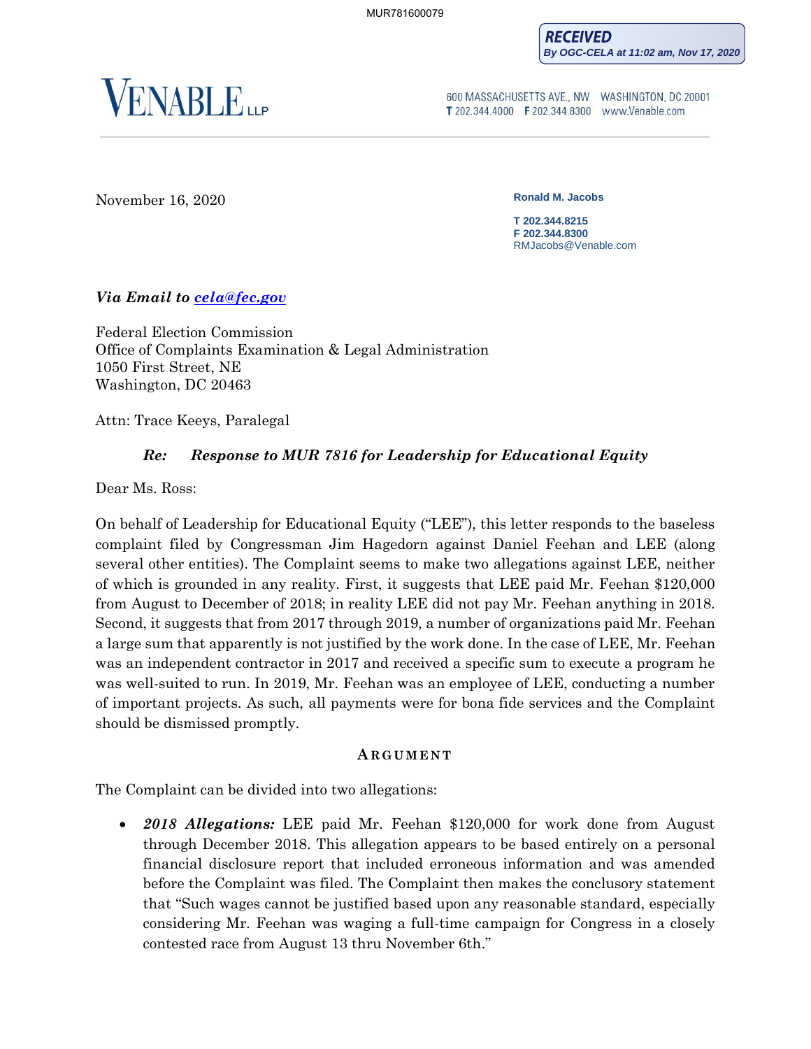MUR781600079

**RECEIVED**
*By OGC-CELA at 11:02 am, Nov 17, 2020*

VENABLE LLP

600 MASSACHUSETTS AVE., NW WASHINGTON, DC 20001
T 202.344.4000 F 202.344.8300 www.Venable.com

November 16, 2020

**Ronald M. Jacobs**

**T 202.344.8215**
**F 202.344.8300**
RMJacobs@Venable.com

***Via Email to cela@fec.gov***

Federal Election Commission
Office of Complaints Examination & Legal Administration
1050 First Street, NE
Washington, DC 20463

Attn: Trace Keeys, Paralegal

***Re: Response to MUR 7816 for Leadership for Educational Equity***

Dear Ms. Ross:

On behalf of Leadership for Educational Equity ("LEE"), this letter responds to the baseless complaint filed by Congressman Jim Hagedorn against Daniel Feehan and LEE (along several other entities). The Complaint seems to make two allegations against LEE, neither of which is grounded in any reality. First, it suggests that LEE paid Mr. Feehan $120,000 from August to December of 2018; in reality LEE did not pay Mr. Feehan anything in 2018. Second, it suggests that from 2017 through 2019, a number of organizations paid Mr. Feehan a large sum that apparently is not justified by the work done. In the case of LEE, Mr. Feehan was an independent contractor in 2017 and received a specific sum to execute a program he was well-suited to run. In 2019, Mr. Feehan was an employee of LEE, conducting a number of important projects. As such, all payments were for bona fide services and the Complaint should be dismissed promptly.

## ARGUMENT

The Complaint can be divided into two allegations:

- ***2018 Allegations:*** LEE paid Mr. Feehan $120,000 for work done from August through December 2018. This allegation appears to be based entirely on a personal financial disclosure report that included erroneous information and was amended before the Complaint was filed. The Complaint then makes the conclusory statement that "Such wages cannot be justified based upon any reasonable standard, especially considering Mr. Feehan was waging a full-time campaign for Congress in a closely contested race from August 13 thru November 6th."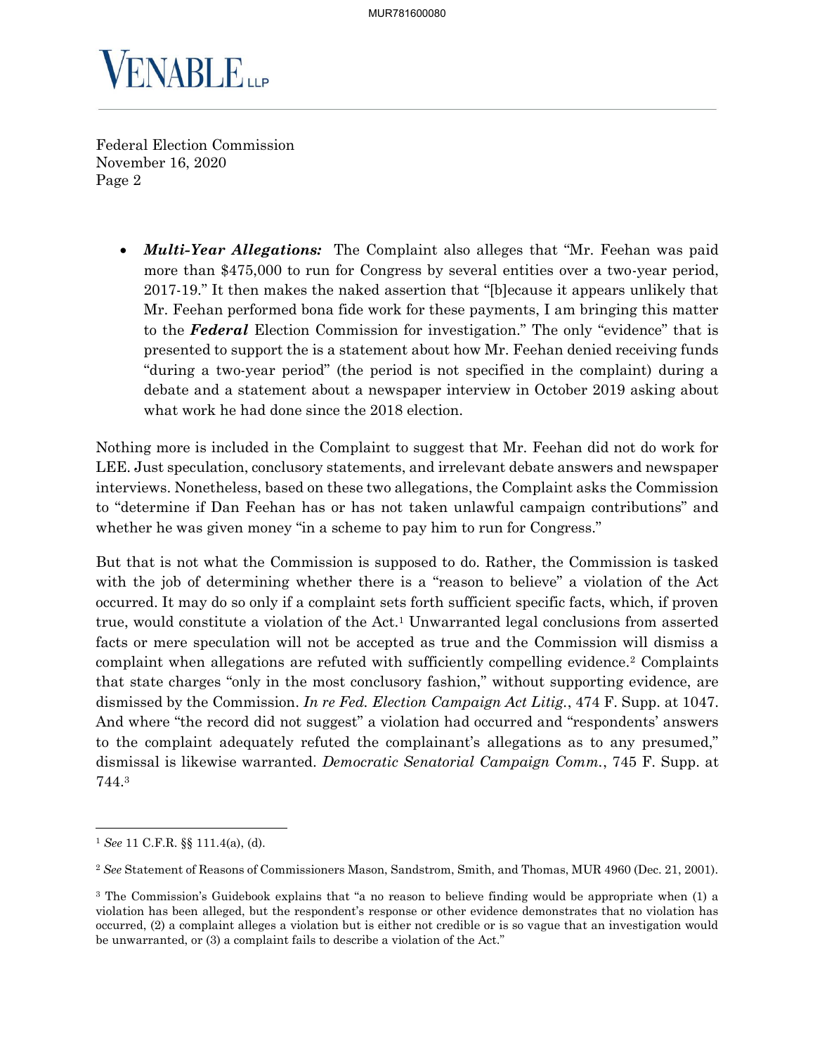Federal Election Commission
November 16, 2020
Page 2

- ***Multi-Year Allegations:*** The Complaint also alleges that "Mr. Feehan was paid more than $475,000 to run for Congress by several entities over a two-year period, 2017-19." It then makes the naked assertion that "[b]ecause it appears unlikely that Mr. Feehan performed bona fide work for these payments, I am bringing this matter to the ***Federal*** Election Commission for investigation." The only "evidence" that is presented to support the is a statement about how Mr. Feehan denied receiving funds "during a two-year period" (the period is not specified in the complaint) during a debate and a statement about a newspaper interview in October 2019 asking about what work he had done since the 2018 election.

Nothing more is included in the Complaint to suggest that Mr. Feehan did not do work for LEE. Just speculation, conclusory statements, and irrelevant debate answers and newspaper interviews. Nonetheless, based on these two allegations, the Complaint asks the Commission to "determine if Dan Feehan has or has not taken unlawful campaign contributions" and whether he was given money "in a scheme to pay him to run for Congress."

But that is not what the Commission is supposed to do. Rather, the Commission is tasked with the job of determining whether there is a "reason to believe" a violation of the Act occurred. It may do so only if a complaint sets forth sufficient specific facts, which, if proven true, would constitute a violation of the Act.[1] Unwarranted legal conclusions from asserted facts or mere speculation will not be accepted as true and the Commission will dismiss a complaint when allegations are refuted with sufficiently compelling evidence.[2] Complaints that state charges "only in the most conclusory fashion," without supporting evidence, are dismissed by the Commission. *In re Fed. Election Campaign Act Litig.*, 474 F. Supp. at 1047. And where "the record did not suggest" a violation had occurred and "respondents' answers to the complaint adequately refuted the complainant's allegations as to any presumed," dismissal is likewise warranted. *Democratic Senatorial Campaign Comm.*, 745 F. Supp. at 744.[3]

---

[1] *See* 11 C.F.R. §§ 111.4(a), (d).

[2] *See* Statement of Reasons of Commissioners Mason, Sandstrom, Smith, and Thomas, MUR 4960 (Dec. 21, 2001).

[3] The Commission's Guidebook explains that "a no reason to believe finding would be appropriate when (1) a violation has been alleged, but the respondent's response or other evidence demonstrates that no violation has occurred, (2) a complaint alleges a violation but is either not credible or is so vague that an investigation would be unwarranted, or (3) a complaint fails to describe a violation of the Act."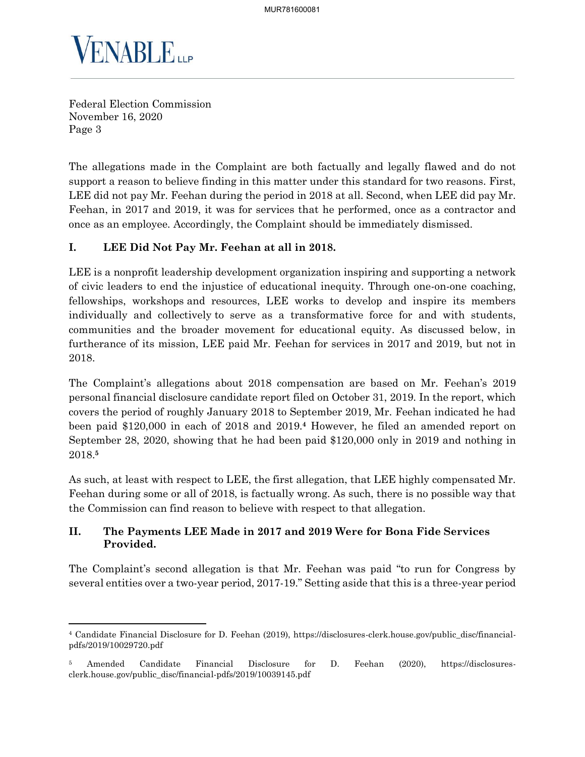The allegations made in the Complaint are both factually and legally flawed and do not support a reason to believe finding in this matter under this standard for two reasons. First, LEE did not pay Mr. Feehan during the period in 2018 at all. Second, when LEE did pay Mr. Feehan, in 2017 and 2019, it was for services that he performed, once as a contractor and once as an employee. Accordingly, the Complaint should be immediately dismissed.

## I. LEE Did Not Pay Mr. Feehan at all in 2018.

LEE is a nonprofit leadership development organization inspiring and supporting a network of civic leaders to end the injustice of educational inequity. Through one-on-one coaching, fellowships, workshops and resources, LEE works to develop and inspire its members individually and collectively to serve as a transformative force for and with students, communities and the broader movement for educational equity. As discussed below, in furtherance of its mission, LEE paid Mr. Feehan for services in 2017 and 2019, but not in 2018.

The Complaint's allegations about 2018 compensation are based on Mr. Feehan's 2019 personal financial disclosure candidate report filed on October 31, 2019. In the report, which covers the period of roughly January 2018 to September 2019, Mr. Feehan indicated he had been paid $120,000 in each of 2018 and 2019.[4] However, he filed an amended report on September 28, 2020, showing that he had been paid $120,000 only in 2019 and nothing in 2018.[5]

As such, at least with respect to LEE, the first allegation, that LEE highly compensated Mr. Feehan during some or all of 2018, is factually wrong. As such, there is no possible way that the Commission can find reason to believe with respect to that allegation.

## II. The Payments LEE Made in 2017 and 2019 Were for Bona Fide Services Provided.

The Complaint's second allegation is that Mr. Feehan was paid "to run for Congress by several entities over a two-year period, 2017-19." Setting aside that this is a three-year period

---

[4] Candidate Financial Disclosure for D. Feehan (2019), https://disclosures-clerk.house.gov/public_disc/financial-pdfs/2019/10029720.pdf

[5] Amended Candidate Financial Disclosure for D. Feehan (2020), https://disclosures-clerk.house.gov/public_disc/financial-pdfs/2019/10039145.pdf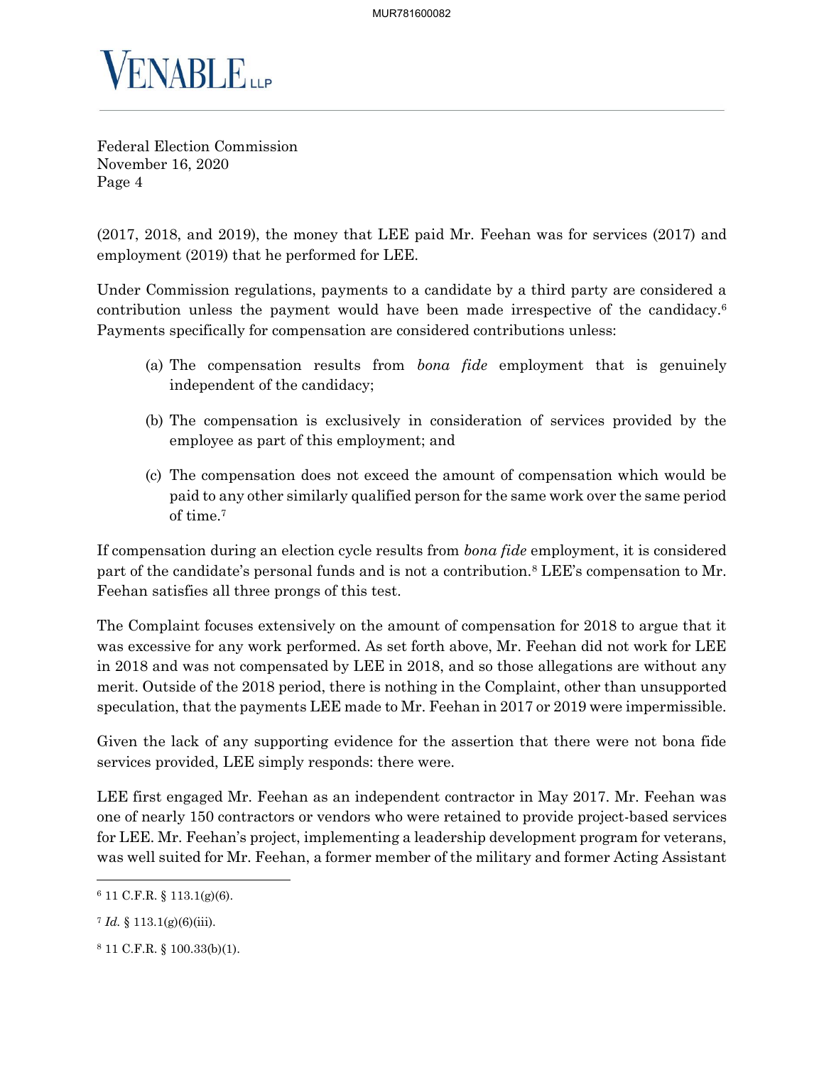(2017, 2018, and 2019), the money that LEE paid Mr. Feehan was for services (2017) and employment (2019) that he performed for LEE.

Under Commission regulations, payments to a candidate by a third party are considered a contribution unless the payment would have been made irrespective of the candidacy.[6] Payments specifically for compensation are considered contributions unless:

(a) The compensation results from *bona fide* employment that is genuinely independent of the candidacy;

(b) The compensation is exclusively in consideration of services provided by the employee as part of this employment; and

(c) The compensation does not exceed the amount of compensation which would be paid to any other similarly qualified person for the same work over the same period of time.[7]

If compensation during an election cycle results from *bona fide* employment, it is considered part of the candidate's personal funds and is not a contribution.[8] LEE's compensation to Mr. Feehan satisfies all three prongs of this test.

The Complaint focuses extensively on the amount of compensation for 2018 to argue that it was excessive for any work performed. As set forth above, Mr. Feehan did not work for LEE in 2018 and was not compensated by LEE in 2018, and so those allegations are without any merit. Outside of the 2018 period, there is nothing in the Complaint, other than unsupported speculation, that the payments LEE made to Mr. Feehan in 2017 or 2019 were impermissible.

Given the lack of any supporting evidence for the assertion that there were not bona fide services provided, LEE simply responds: there were.

LEE first engaged Mr. Feehan as an independent contractor in May 2017. Mr. Feehan was one of nearly 150 contractors or vendors who were retained to provide project-based services for LEE. Mr. Feehan's project, implementing a leadership development program for veterans, was well suited for Mr. Feehan, a former member of the military and former Acting Assistant

---

[6] 11 C.F.R. § 113.1(g)(6).

[7] *Id.* § 113.1(g)(6)(iii).

[8] 11 C.F.R. § 100.33(b)(1).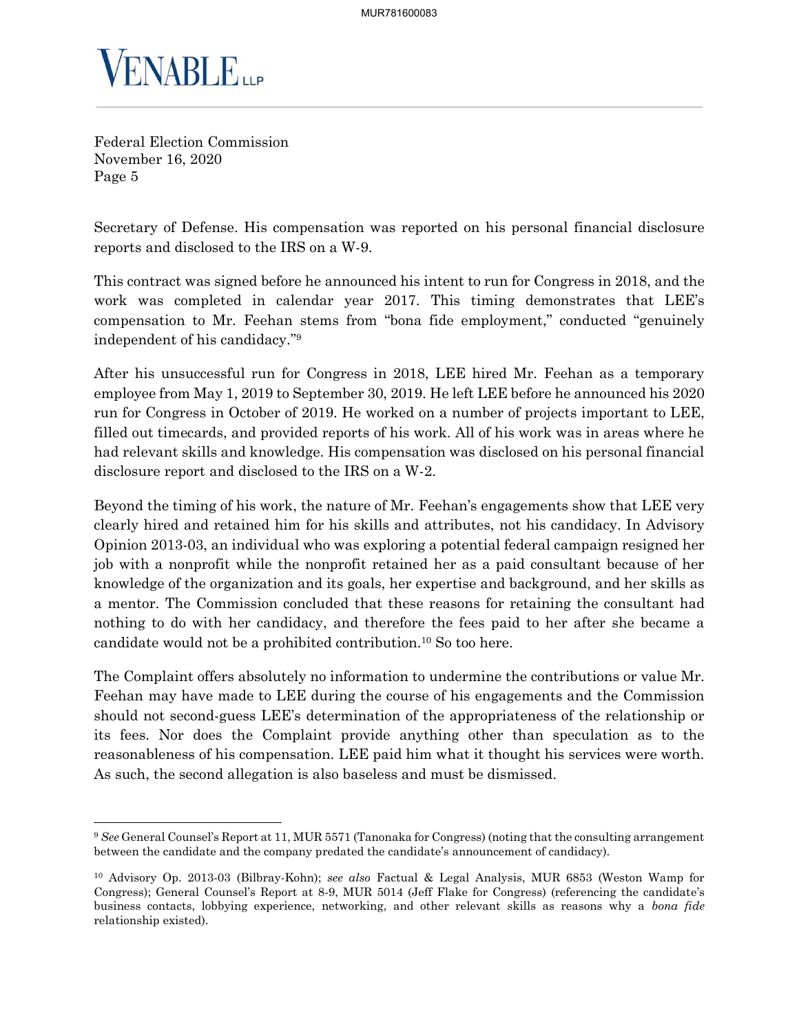Secretary of Defense. His compensation was reported on his personal financial disclosure reports and disclosed to the IRS on a W-9.

This contract was signed before he announced his intent to run for Congress in 2018, and the work was completed in calendar year 2017. This timing demonstrates that LEE's compensation to Mr. Feehan stems from "bona fide employment," conducted "genuinely independent of his candidacy."[9]

After his unsuccessful run for Congress in 2018, LEE hired Mr. Feehan as a temporary employee from May 1, 2019 to September 30, 2019. He left LEE before he announced his 2020 run for Congress in October of 2019. He worked on a number of projects important to LEE, filled out timecards, and provided reports of his work. All of his work was in areas where he had relevant skills and knowledge. His compensation was disclosed on his personal financial disclosure report and disclosed to the IRS on a W-2.

Beyond the timing of his work, the nature of Mr. Feehan's engagements show that LEE very clearly hired and retained him for his skills and attributes, not his candidacy. In Advisory Opinion 2013-03, an individual who was exploring a potential federal campaign resigned her job with a nonprofit while the nonprofit retained her as a paid consultant because of her knowledge of the organization and its goals, her expertise and background, and her skills as a mentor. The Commission concluded that these reasons for retaining the consultant had nothing to do with her candidacy, and therefore the fees paid to her after she became a candidate would not be a prohibited contribution.[10] So too here.

The Complaint offers absolutely no information to undermine the contributions or value Mr. Feehan may have made to LEE during the course of his engagements and the Commission should not second-guess LEE's determination of the appropriateness of the relationship or its fees. Nor does the Complaint provide anything other than speculation as to the reasonableness of his compensation. LEE paid him what it thought his services were worth. As such, the second allegation is also baseless and must be dismissed.

---

[9] *See* General Counsel's Report at 11, MUR 5571 (Tanonaka for Congress) (noting that the consulting arrangement between the candidate and the company predated the candidate's announcement of candidacy).

[10] Advisory Op. 2013-03 (Bilbray-Kohn); *see also* Factual & Legal Analysis, MUR 6853 (Weston Wamp for Congress); General Counsel's Report at 8-9, MUR 5014 (Jeff Flake for Congress) (referencing the candidate's business contacts, lobbying experience, networking, and other relevant skills as reasons why a *bona fide* relationship existed).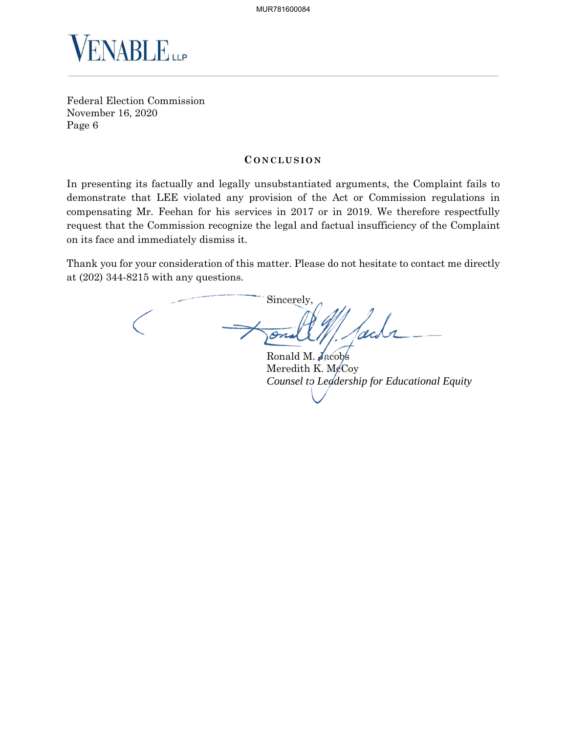Federal Election Commission
November 16, 2020
Page 6

## CONCLUSION

In presenting its factually and legally unsubstantiated arguments, the Complaint fails to demonstrate that LEE violated any provision of the Act or Commission regulations in compensating Mr. Feehan for his services in 2017 or in 2019. We therefore respectfully request that the Commission recognize the legal and factual insufficiency of the Complaint on its face and immediately dismiss it.

Thank you for your consideration of this matter. Please do not hesitate to contact me directly at (202) 344-8215 with any questions.

Sincerely,

Ronald M. Jacobs
Meredith K. McCoy
*Counsel to Leadership for Educational Equity*